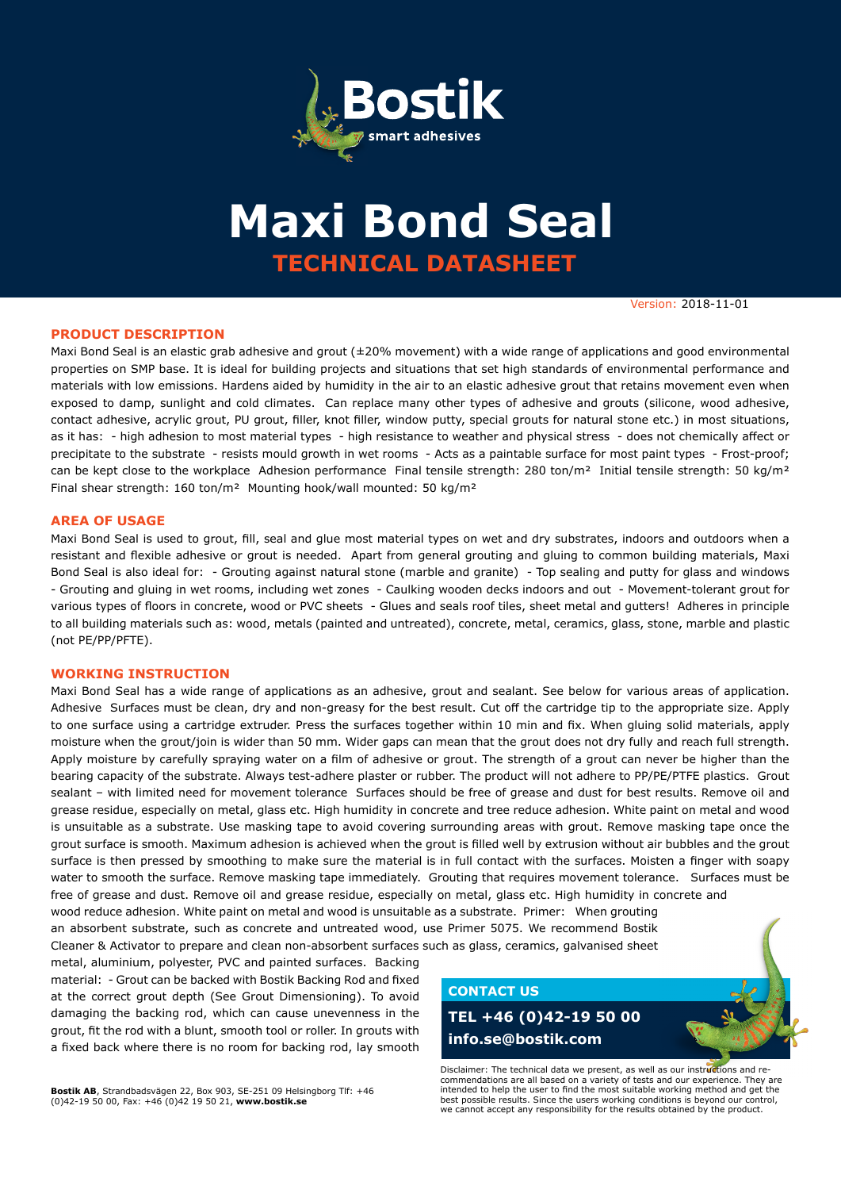Bostik

smart adhesives

# Maxi Bond Seal

## TECHNICAL DATASHEET

Version: 2018-11-01

### PRODUCT DESCRIPTION

Maxi Bond Seal is an elastic grab adhesive and grout (±20% movement) with a wide range of applications and good environmental properties on SMP base. It is ideal for building projects and situations that set high standards of environmental performance and materials with low emissions. Hardens aided by humidity in the air to an elastic adhesive grout that retains movement even when exposed to damp, sunlight and cold climates. Can replace many other types of adhesive and grouts (silicone, wood adhesive, contact adhesive, acrylic grout, PU grout, filler, knot filler, window putty, special grouts for natural stone etc.) in most situations, as it has: - high adhesion to most material types - high resistance to weather and physical stress - does not chemically affect or precipitate to the substrate - resists mould growth in wet rooms - Acts as a paintable surface for most paint types - Frost-proof; can be kept close to the workplace Adhesion performance Final tensile strength: 280 ton/m² Initial tensile strength: 50 kg/m² Final shear strength: 160 ton/m² Mounting hook/wall mounted: 50 kg/m²

### AREA OF USAGE

Maxi Bond Seal is used to grout, fill, seal and glue most material types on wet and dry substrates, indoors and outdoors when a resistant and flexible adhesive or grout is needed. Apart from general grouting and gluing to common building materials, Maxi Bond Seal is also ideal for: - Grouting against natural stone (marble and granite) - Top sealing and putty for glass and windows - Grouting and gluing in wet rooms, including wet zones - Caulking wooden decks indoors and out - Movement-tolerant grout for various types of floors in concrete, wood or PVC sheets - Glues and seals roof tiles, sheet metal and gutters! Adheres in principle to all building materials such as: wood, metals (painted and untreated), concrete, metal, ceramics, glass, stone, marble and plastic (not PE/PP/PFTE).

### WORKING INSTRUCTION

Maxi Bond Seal has a wide range of applications as an adhesive, grout and sealant. See below for various areas of application. Adhesive Surfaces must be clean, dry and non-greasy for the best result. Cut off the cartridge tip to the appropriate size. Apply to one surface using a cartridge extruder. Press the surfaces together within 10 min and fix. When gluing solid materials, apply moisture when the grout/join is wider than 50 mm. Wider gaps can mean that the grout does not dry fully and reach full strength. Apply moisture by carefully spraying water on a film of adhesive or grout. The strength of a grout can never be higher than the bearing capacity of the substrate. Always test-adhere plaster or rubber. The product will not adhere to PP/PE/PTFE plastics. Grout sealant – with limited need for movement tolerance Surfaces should be free of grease and dust for best results. Remove oil and grease residue, especially on metal, glass etc. High humidity in concrete and tree reduce adhesion. White paint on metal and wood is unsuitable as a substrate. Use masking tape to avoid covering surrounding areas with grout. Remove masking tape once the grout surface is smooth. Maximum adhesion is achieved when the grout is filled well by extrusion without air bubbles and the grout surface is then pressed by smoothing to make sure the material is in full contact with the surfaces. Moisten a finger with soapy water to smooth the surface. Remove masking tape immediately. Grouting that requires movement tolerance. Surfaces must be free of grease and dust. Remove oil and grease residue, especially on metal, glass etc. High humidity in concrete and wood reduce adhesion. White paint on metal and wood is unsuitable as a substrate. Primer: When grouting an absorbent substrate, such as concrete and untreated wood, use Primer 5075. We recommend Bostik Cleaner & Activator to prepare and clean non-absorbent surfaces such as glass, ceramics, galvanised sheet metal, aluminium, polyester, PVC and painted surfaces. Backing material: - Grout can be backed with Bostik Backing Rod and fixed at the correct grout depth (See Grout Dimensioning). To avoid damaging the backing rod, which can cause unevenness in the grout, fit the rod with a blunt, smooth tool or roller. In grouts with a fixed back where there is no room for backing rod, lay smooth

**CONTACT US**

**TEL +46 (0)42-19 50 00**

**info.se@bostik.com**

Disclaimer: The technical data we present, as well as our instructions and recommendations are all based on a variety of tests and our experience. They are intended to help the user to find the most suitable working method and get the best possible results. Since the users working conditions is beyond our control, we cannot accept any responsibility for the results obtained by the product.

**Bostik AB**, Strandbadsvägen 22, Box 903, SE-251 09 Helsingborg Tlf: +46 (0)42-19 50 00, Fax: +46 (0)42 19 50 21, **www.bostik.se**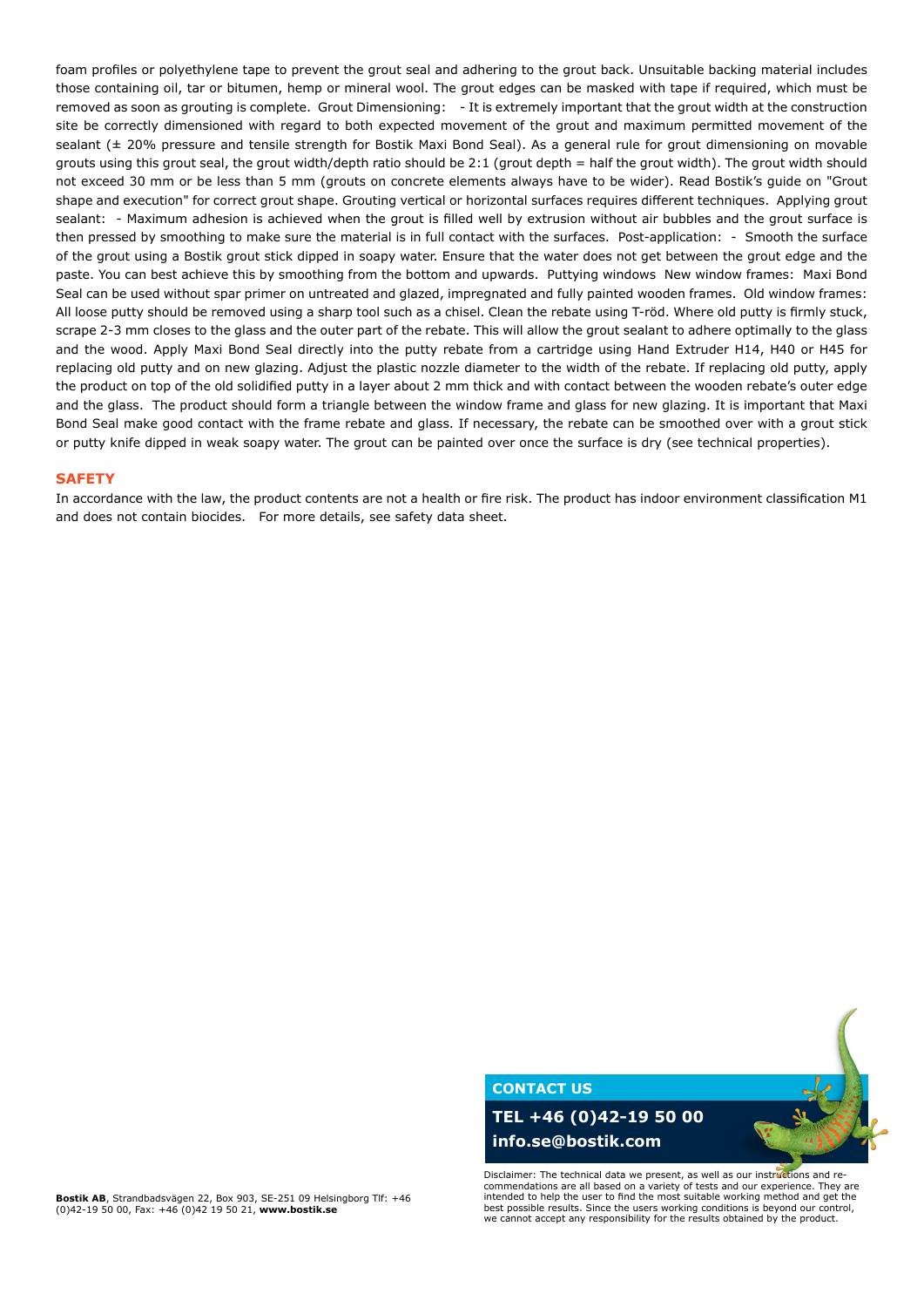foam profiles or polyethylene tape to prevent the grout seal and adhering to the grout back. Unsuitable backing material includes those containing oil, tar or bitumen, hemp or mineral wool. The grout edges can be masked with tape if required, which must be removed as soon as grouting is complete. Grout Dimensioning: - It is extremely important that the grout width at the construction site be correctly dimensioned with regard to both expected movement of the grout and maximum permitted movement of the sealant (± 20% pressure and tensile strength for Bostik Maxi Bond Seal). As a general rule for grout dimensioning on movable grouts using this grout seal, the grout width/depth ratio should be 2:1 (grout depth = half the grout width). The grout width should not exceed 30 mm or be less than 5 mm (grouts on concrete elements always have to be wider). Read Bostik's guide on "Grout shape and execution" for correct grout shape. Grouting vertical or horizontal surfaces requires different techniques. Applying grout sealant: - Maximum adhesion is achieved when the grout is filled well by extrusion without air bubbles and the grout surface is then pressed by smoothing to make sure the material is in full contact with the surfaces. Post-application: - Smooth the surface of the grout using a Bostik grout stick dipped in soapy water. Ensure that the water does not get between the grout edge and the paste. You can best achieve this by smoothing from the bottom and upwards. Puttying windows New window frames: Maxi Bond Seal can be used without spar primer on untreated and glazed, impregnated and fully painted wooden frames. Old window frames: All loose putty should be removed using a sharp tool such as a chisel. Clean the rebate using T-röd. Where old putty is firmly stuck, scrape 2-3 mm closes to the glass and the outer part of the rebate. This will allow the grout sealant to adhere optimally to the glass and the wood. Apply Maxi Bond Seal directly into the putty rebate from a cartridge using Hand Extruder H14, H40 or H45 for replacing old putty and on new glazing. Adjust the plastic nozzle diameter to the width of the rebate. If replacing old putty, apply the product on top of the old solidified putty in a layer about 2 mm thick and with contact between the wooden rebate's outer edge and the glass. The product should form a triangle between the window frame and glass for new glazing. It is important that Maxi Bond Seal make good contact with the frame rebate and glass. If necessary, the rebate can be smoothed over with a grout stick or putty knife dipped in weak soapy water. The grout can be painted over once the surface is dry (see technical properties).

## SAFETY

In accordance with the law, the product contents are not a health or fire risk. The product has indoor environment classification M1 and does not contain biocides. For more details, see safety data sheet.

**CONTACT US**

**TEL +46 (0)42-19 50 00**

**info.se@bostik.com**

Disclaimer: The technical data we present, as well as our instructions and recommendations are all based on a variety of tests and our experience. They are intended to help the user to find the most suitable working method and get the best possible results. Since the users working conditions is beyond our control, we cannot accept any responsibility for the results obtained by the product.

**Bostik AB**, Strandbadsvägen 22, Box 903, SE-251 09 Helsingborg Tlf: +46 (0)42-19 50 00, Fax: +46 (0)42 19 50 21, **www.bostik.se**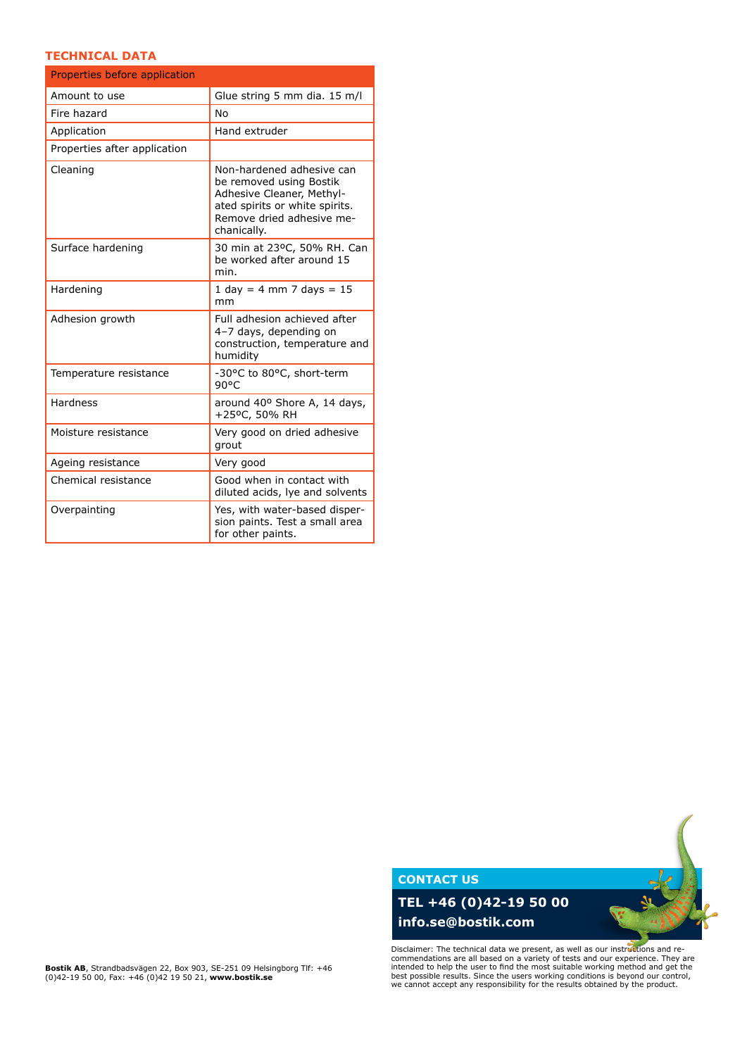## TECHNICAL DATA

| Properties before application | |
|---|---|
| Amount to use | Glue string 5 mm dia. 15 m/l |
| Fire hazard | No |
| Application | Hand extruder |
| Properties after application | |
| Cleaning | Non-hardened adhesive can be removed using Bostik Adhesive Cleaner, Methylated spirits or white spirits. Remove dried adhesive mechanically. |
| Surface hardening | 30 min at 23ºC, 50% RH. Can be worked after around 15 min. |
| Hardening | 1 day = 4 mm 7 days = 15 mm |
| Adhesion growth | Full adhesion achieved after 4–7 days, depending on construction, temperature and humidity |
| Temperature resistance | -30°C to 80°C, short-term 90°C |
| Hardness | around 40º Shore A, 14 days, +25ºC, 50% RH |
| Moisture resistance | Very good on dried adhesive grout |
| Ageing resistance | Very good |
| Chemical resistance | Good when in contact with diluted acids, lye and solvents |
| Overpainting | Yes, with water-based dispersion paints. Test a small area for other paints. |

**CONTACT US**

**TEL +46 (0)42-19 50 00**

**info.se@bostik.com**

Disclaimer: The technical data we present, as well as our instructions and recommendations are all based on a variety of tests and our experience. They are intended to help the user to find the most suitable working method and get the best possible results. Since the users working conditions is beyond our control, we cannot accept any responsibility for the results obtained by the product.

**Bostik AB**, Strandbadsvägen 22, Box 903, SE-251 09 Helsingborg Tlf: +46 (0)42-19 50 00, Fax: +46 (0)42 19 50 21, **www.bostik.se**